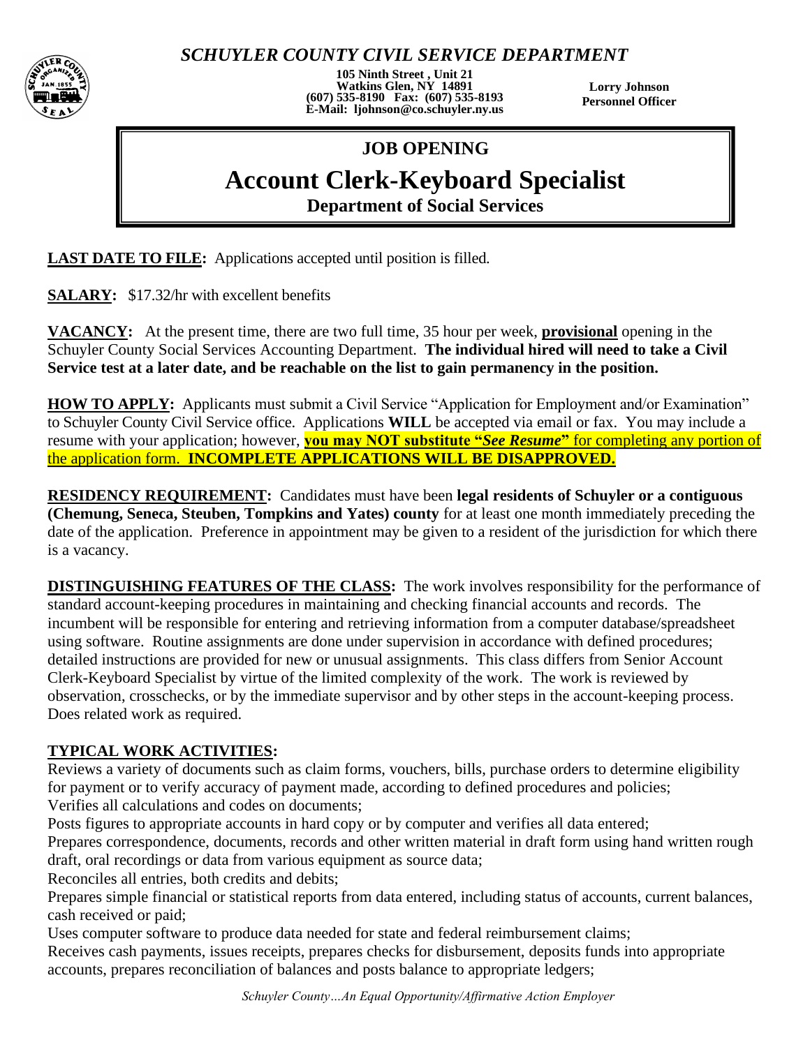# *SCHUYLER COUNTY CIVIL SERVICE DEPARTMENT*

**105 Ninth Street , Unit 21**
**Watkins Glen, NY 14891**
**(607) 535-8190 Fax: (607) 535-8193**
**E-Mail: ljohnson@co.schuyler.ny.us**

**Lorry Johnson**
**Personnel Officer**

## JOB OPENING

# Account Clerk-Keyboard Specialist

### Department of Social Services

**LAST DATE TO FILE:** Applications accepted until position is filled.

**SALARY:** $17.32/hr with excellent benefits

**VACANCY:** At the present time, there are two full time, 35 hour per week, **provisional** opening in the Schuyler County Social Services Accounting Department. **The individual hired will need to take a Civil Service test at a later date, and be reachable on the list to gain permanency in the position.**

**HOW TO APPLY:** Applicants must submit a Civil Service "Application for Employment and/or Examination" to Schuyler County Civil Service office. Applications **WILL** be accepted via email or fax. You may include a resume with your application; however, **you may NOT substitute "*See Resume*"** for completing any portion of the application form. **INCOMPLETE APPLICATIONS WILL BE DISAPPROVED.**

**RESIDENCY REQUIREMENT:** Candidates must have been **legal residents of Schuyler or a contiguous (Chemung, Seneca, Steuben, Tompkins and Yates) county** for at least one month immediately preceding the date of the application. Preference in appointment may be given to a resident of the jurisdiction for which there is a vacancy.

**DISTINGUISHING FEATURES OF THE CLASS:** The work involves responsibility for the performance of standard account-keeping procedures in maintaining and checking financial accounts and records. The incumbent will be responsible for entering and retrieving information from a computer database/spreadsheet using software. Routine assignments are done under supervision in accordance with defined procedures; detailed instructions are provided for new or unusual assignments. This class differs from Senior Account Clerk-Keyboard Specialist by virtue of the limited complexity of the work. The work is reviewed by observation, crosschecks, or by the immediate supervisor and by other steps in the account-keeping process. Does related work as required.

**TYPICAL WORK ACTIVITIES:**

Reviews a variety of documents such as claim forms, vouchers, bills, purchase orders to determine eligibility for payment or to verify accuracy of payment made, according to defined procedures and policies;
Verifies all calculations and codes on documents;
Posts figures to appropriate accounts in hard copy or by computer and verifies all data entered;
Prepares correspondence, documents, records and other written material in draft form using hand written rough draft, oral recordings or data from various equipment as source data;
Reconciles all entries, both credits and debits;
Prepares simple financial or statistical reports from data entered, including status of accounts, current balances, cash received or paid;
Uses computer software to produce data needed for state and federal reimbursement claims;
Receives cash payments, issues receipts, prepares checks for disbursement, deposits funds into appropriate accounts, prepares reconciliation of balances and posts balance to appropriate ledgers;

*Schuyler County…An Equal Opportunity/Affirmative Action Employer*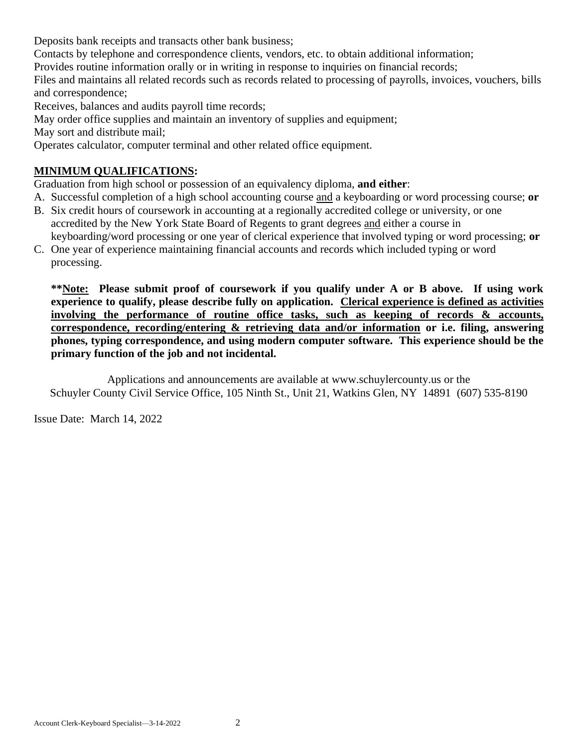Deposits bank receipts and transacts other bank business;

Contacts by telephone and correspondence clients, vendors, etc. to obtain additional information;

Provides routine information orally or in writing in response to inquiries on financial records;

Files and maintains all related records such as records related to processing of payrolls, invoices, vouchers, bills and correspondence;

Receives, balances and audits payroll time records;

May order office supplies and maintain an inventory of supplies and equipment;

May sort and distribute mail;

Operates calculator, computer terminal and other related office equipment.

## MINIMUM QUALIFICATIONS:

Graduation from high school or possession of an equivalency diploma, **and either**:

A. Successful completion of a high school accounting course and a keyboarding or word processing course; **or**

B. Six credit hours of coursework in accounting at a regionally accredited college or university, or one accredited by the New York State Board of Regents to grant degrees and either a course in keyboarding/word processing or one year of clerical experience that involved typing or word processing; **or**

C. One year of experience maintaining financial accounts and records which included typing or word processing.

**\*\*Note: Please submit proof of coursework if you qualify under A or B above. If using work experience to qualify, please describe fully on application. Clerical experience is defined as activities involving the performance of routine office tasks, such as keeping of records & accounts, correspondence, recording/entering & retrieving data and/or information or i.e. filing, answering phones, typing correspondence, and using modern computer software. This experience should be the primary function of the job and not incidental.**

Applications and announcements are available at www.schuylercounty.us or the
Schuyler County Civil Service Office, 105 Ninth St., Unit 21, Watkins Glen, NY 14891 (607) 535-8190

Issue Date: March 14, 2022